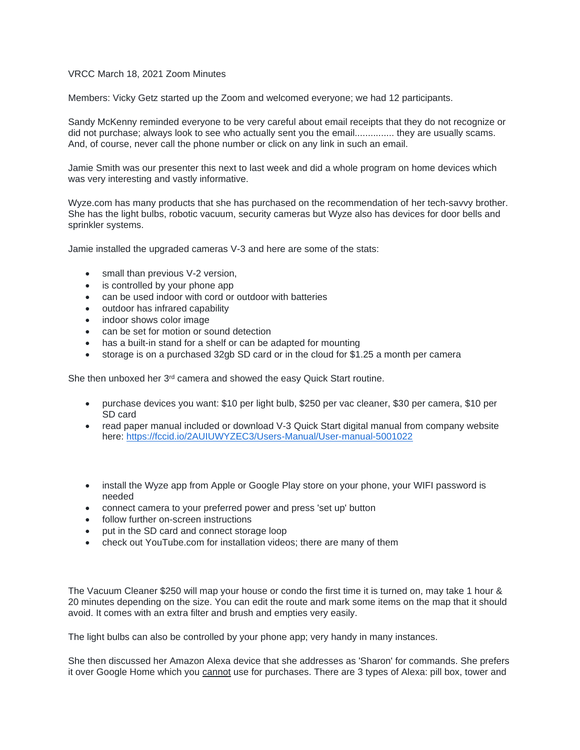VRCC March 18, 2021 Zoom Minutes

Members: Vicky Getz started up the Zoom and welcomed everyone; we had 12 participants.

Sandy McKenny reminded everyone to be very careful about email receipts that they do not recognize or did not purchase; always look to see who actually sent you the email............... they are usually scams. And, of course, never call the phone number or click on any link in such an email.

Jamie Smith was our presenter this next to last week and did a whole program on home devices which was very interesting and vastly informative.

Wyze.com has many products that she has purchased on the recommendation of her tech-savvy brother. She has the light bulbs, robotic vacuum, security cameras but Wyze also has devices for door bells and sprinkler systems.

Jamie installed the upgraded cameras V-3 and here are some of the stats:

- small than previous V-2 version,
- is controlled by your phone app
- can be used indoor with cord or outdoor with batteries
- outdoor has infrared capability
- indoor shows color image
- can be set for motion or sound detection
- has a built-in stand for a shelf or can be adapted for mounting
- storage is on a purchased 32gb SD card or in the cloud for $1.25 a month per camera

She then unboxed her 3rd camera and showed the easy Quick Start routine.

- purchase devices you want: $10 per light bulb, $250 per vac cleaner, $30 per camera, $10 per SD card
- read paper manual included or download V-3 Quick Start digital manual from company website here: [https://fccid.io/2AUIUWYZEC3/Users-Manual/User-manual-5001022](https://fccid.io/2AUIUWYZEC3/Users-Manual/User-manual-5001022)

- install the Wyze app from Apple or Google Play store on your phone, your WIFI password is needed
- connect camera to your preferred power and press 'set up' button
- follow further on-screen instructions
- put in the SD card and connect storage loop
- check out YouTube.com for installation videos; there are many of them

The Vacuum Cleaner $250 will map your house or condo the first time it is turned on, may take 1 hour & 20 minutes depending on the size. You can edit the route and mark some items on the map that it should avoid. It comes with an extra filter and brush and empties very easily.

The light bulbs can also be controlled by your phone app; very handy in many instances.

She then discussed her Amazon Alexa device that she addresses as 'Sharon' for commands. She prefers it over Google Home which you <u>cannot</u> use for purchases. There are 3 types of Alexa: pill box, tower and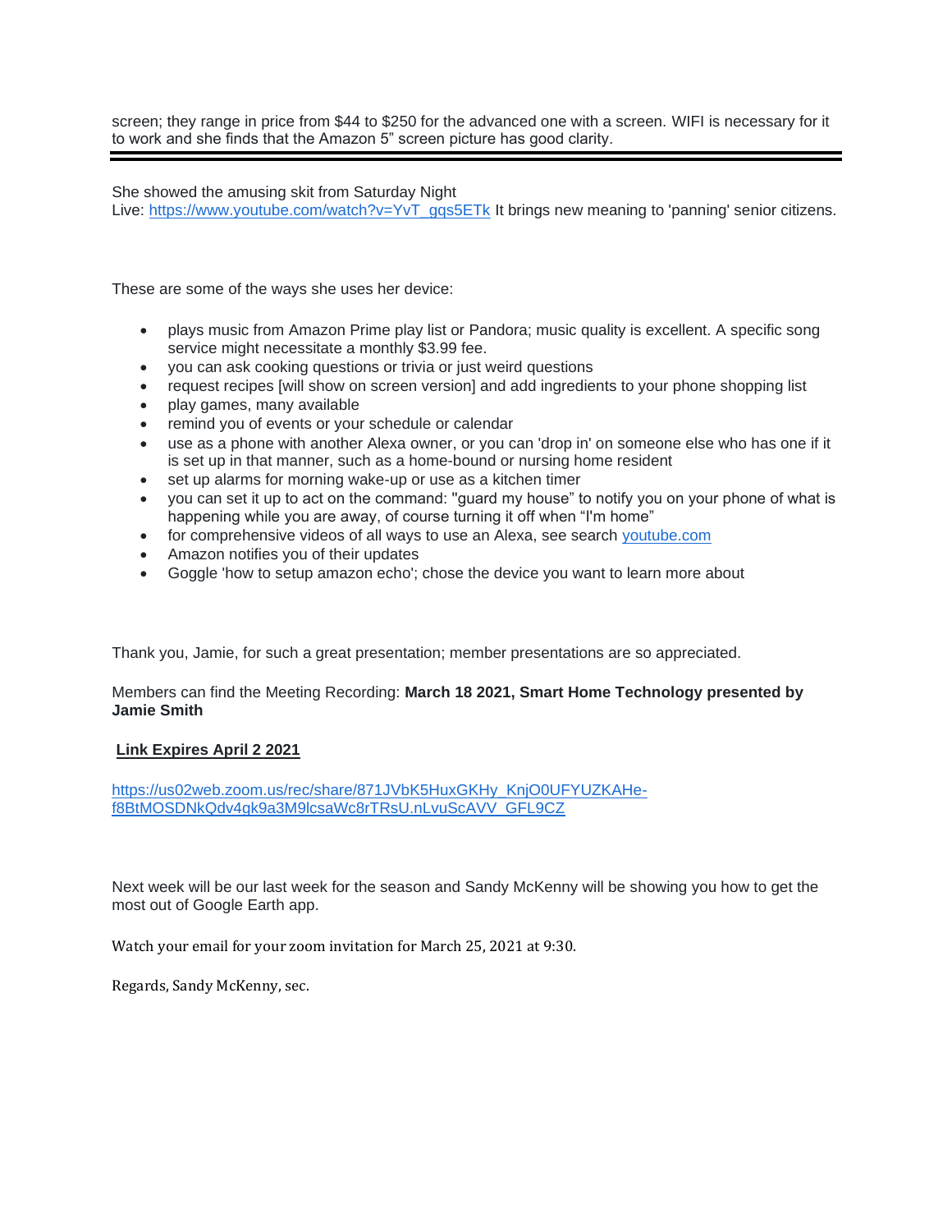screen; they range in price from $44 to $250 for the advanced one with a screen. WIFI is necessary for it to work and she finds that the Amazon 5" screen picture has good clarity.

---

She showed the amusing skit from Saturday Night Live: https://www.youtube.com/watch?v=YvT_gqs5ETk It brings new meaning to 'panning' senior citizens.

These are some of the ways she uses her device:

- plays music from Amazon Prime play list or Pandora; music quality is excellent. A specific song service might necessitate a monthly $3.99 fee.
- you can ask cooking questions or trivia or just weird questions
- request recipes [will show on screen version] and add ingredients to your phone shopping list
- play games, many available
- remind you of events or your schedule or calendar
- use as a phone with another Alexa owner, or you can 'drop in' on someone else who has one if it is set up in that manner, such as a home-bound or nursing home resident
- set up alarms for morning wake-up or use as a kitchen timer
- you can set it up to act on the command: "guard my house" to notify you on your phone of what is happening while you are away, of course turning it off when "I'm home"
- for comprehensive videos of all ways to use an Alexa, see search youtube.com
- Amazon notifies you of their updates
- Goggle 'how to setup amazon echo'; chose the device you want to learn more about

Thank you, Jamie, for such a great presentation; member presentations are so appreciated.

Members can find the Meeting Recording: **March 18 2021, Smart Home Technology presented by Jamie Smith**

**Link Expires April 2 2021**

https://us02web.zoom.us/rec/share/871JVbK5HuxGKHy_KnjO0UFYUZKAHe-f8BtMOSDNkQdv4gk9a3M9lcsaWc8rTRsU.nLvuScAVV_GFL9CZ

Next week will be our last week for the season and Sandy McKenny will be showing you how to get the most out of Google Earth app.

Watch your email for your zoom invitation for March 25, 2021 at 9:30.

Regards, Sandy McKenny, sec.